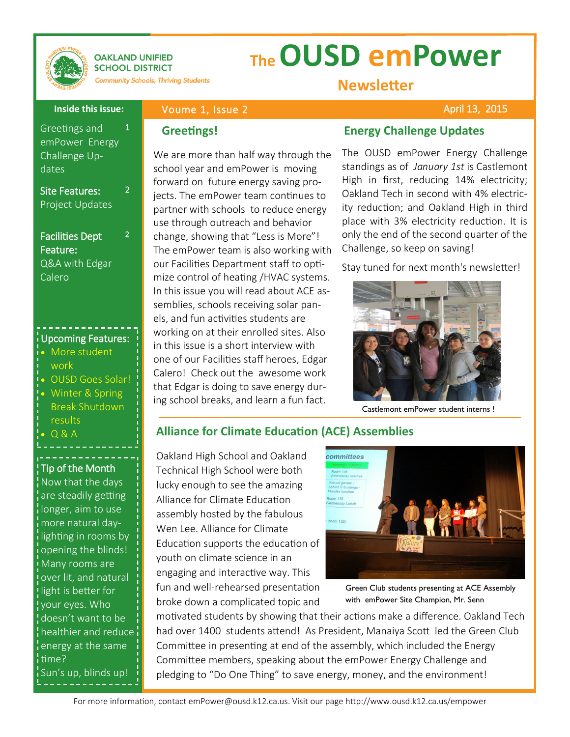OAKLAND UNIFIED SCHOOL DISTRICT

*Community Schools, Thriving Students*

# The OUSD emPower Newsletter

Voume 1, Issue 2 — April 13, 2015

**Inside this issue:**

- Greetings and emPower Energy Challenge Updates — 1
- **Site Features:** Project Updates — 2
- **Facilities Dept Feature:** Q&A with Edgar Calero — 2

**Upcoming Features:**

- More student work
- OUSD Goes Solar!
- Winter & Spring Break Shutdown results
- Q & A

**Tip of the Month**

Now that the days are steadily getting longer, aim to use more natural daylighting in rooms by opening the blinds! Many rooms are over lit, and natural light is better for your eyes. Who doesn't want to be healthier and reduce energy at the same time?

Sun's up, blinds up!

## Greetings!

We are more than half way through the school year and emPower is moving forward on future energy saving projects. The emPower team continues to partner with schools to reduce energy use through outreach and behavior change, showing that "Less is More"! The emPower team is also working with our Facilities Department staff to optimize control of heating /HVAC systems. In this issue you will read about ACE assemblies, schools receiving solar panels, and fun activities students are working on at their enrolled sites. Also in this issue is a short interview with one of our Facilities staff heroes, Edgar Calero! Check out the awesome work that Edgar is doing to save energy during school breaks, and learn a fun fact.

## Energy Challenge Updates

The OUSD emPower Energy Challenge standings as of *January 1st* is Castlemont High in first, reducing 14% electricity; Oakland Tech in second with 4% electricity reduction; and Oakland High in third place with 3% electricity reduction. It is only the end of the second quarter of the Challenge, so keep on saving!

Stay tuned for next month's newsletter!

Castlemont emPower student interns !

## Alliance for Climate Education (ACE) Assemblies

Oakland High School and Oakland Technical High School were both lucky enough to see the amazing Alliance for Climate Education assembly hosted by the fabulous Wen Lee. Alliance for Climate Education supports the education of youth on climate science in an engaging and interactive way. This fun and well-rehearsed presentation broke down a complicated topic and motivated students by showing that their actions make a difference. Oakland Tech had over 1400 students attend! As President, Manaiya Scott led the Green Club Committee in presenting at end of the assembly, which included the Energy Committee members, speaking about the emPower Energy Challenge and pledging to "Do One Thing" to save energy, money, and the environment!

Green Club students presenting at ACE Assembly with emPower Site Champion, Mr. Senn

For more information, contact emPower@ousd.k12.ca.us. Visit our page http://www.ousd.k12.ca.us/empower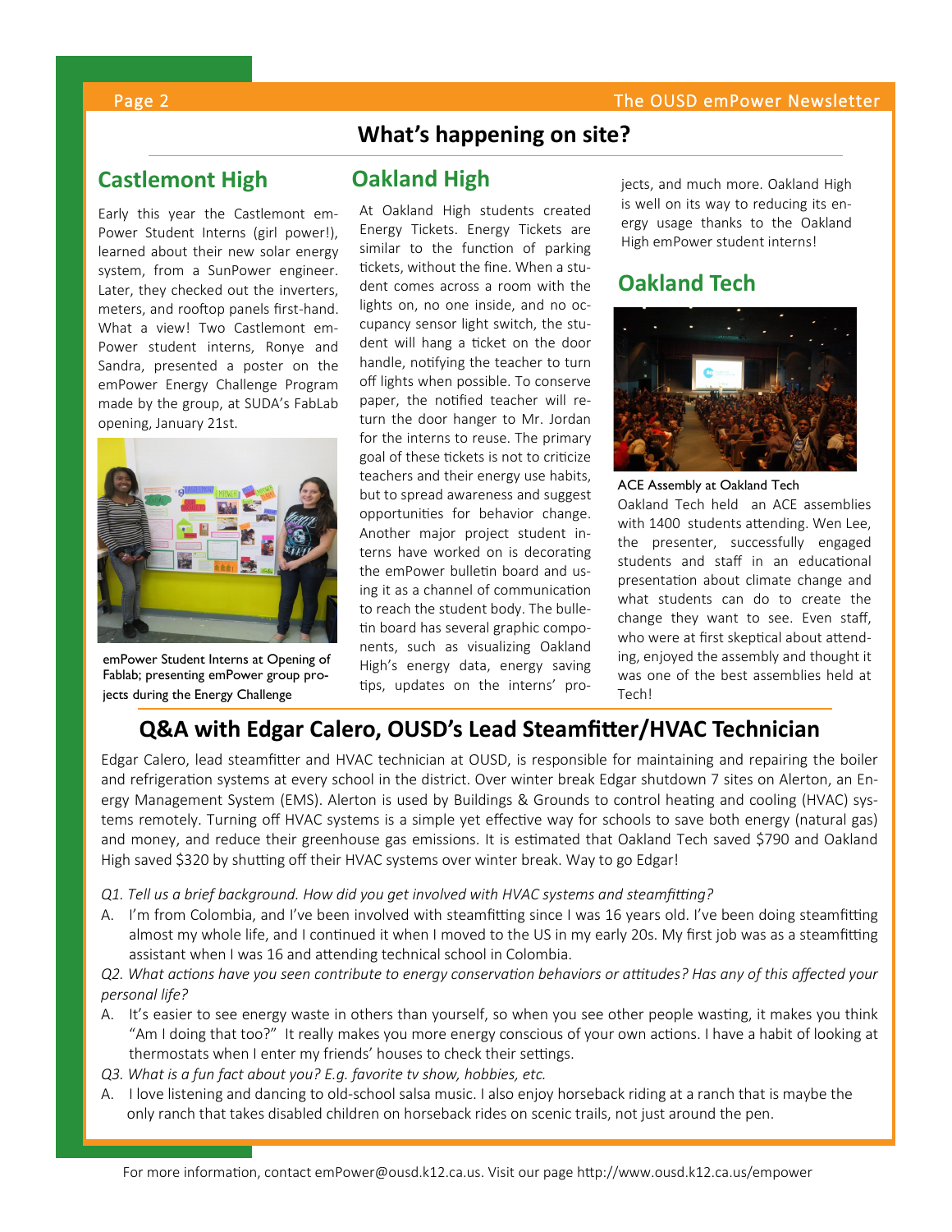## What's happening on site?

### Castlemont High

Early this year the Castlemont emPower Student Interns (girl power!), learned about their new solar energy system, from a SunPower engineer. Later, they checked out the inverters, meters, and rooftop panels first-hand. What a view! Two Castlemont emPower student interns, Ronye and Sandra, presented a poster on the emPower Energy Challenge Program made by the group, at SUDA's FabLab opening, January 21st.

emPower Student Interns at Opening of Fablab; presenting emPower group projects during the Energy Challenge

### Oakland High

At Oakland High students created Energy Tickets. Energy Tickets are similar to the function of parking tickets, without the fine. When a student comes across a room with the lights on, no one inside, and no occupancy sensor light switch, the student will hang a ticket on the door handle, notifying the teacher to turn off lights when possible. To conserve paper, the notified teacher will return the door hanger to Mr. Jordan for the interns to reuse. The primary goal of these tickets is not to criticize teachers and their energy use habits, but to spread awareness and suggest opportunities for behavior change. Another major project student interns have worked on is decorating the emPower bulletin board and using it as a channel of communication to reach the student body. The bulletin board has several graphic components, such as visualizing Oakland High's energy data, energy saving tips, updates on the interns' projects, and much more. Oakland High is well on its way to reducing its energy usage thanks to the Oakland High emPower student interns!

### Oakland Tech

ACE Assembly at Oakland Tech

Oakland Tech held an ACE assemblies with 1400 students attending. Wen Lee, the presenter, successfully engaged students and staff in an educational presentation about climate change and what students can do to create the change they want to see. Even staff, who were at first skeptical about attending, enjoyed the assembly and thought it was one of the best assemblies held at Tech!

## Q&A with Edgar Calero, OUSD's Lead Steamfitter/HVAC Technician

Edgar Calero, lead steamfitter and HVAC technician at OUSD, is responsible for maintaining and repairing the boiler and refrigeration systems at every school in the district. Over winter break Edgar shutdown 7 sites on Alerton, an Energy Management System (EMS). Alerton is used by Buildings & Grounds to control heating and cooling (HVAC) systems remotely. Turning off HVAC systems is a simple yet effective way for schools to save both energy (natural gas) and money, and reduce their greenhouse gas emissions. It is estimated that Oakland Tech saved $790 and Oakland High saved $320 by shutting off their HVAC systems over winter break. Way to go Edgar!

*Q1. Tell us a brief background. How did you get involved with HVAC systems and steamfitting?*

A. I'm from Colombia, and I've been involved with steamfitting since I was 16 years old. I've been doing steamfitting almost my whole life, and I continued it when I moved to the US in my early 20s. My first job was as a steamfitting assistant when I was 16 and attending technical school in Colombia.

*Q2. What actions have you seen contribute to energy conservation behaviors or attitudes? Has any of this affected your personal life?*

A. It's easier to see energy waste in others than yourself, so when you see other people wasting, it makes you think "Am I doing that too?" It really makes you more energy conscious of your own actions. I have a habit of looking at thermostats when I enter my friends' houses to check their settings.

*Q3. What is a fun fact about you? E.g. favorite tv show, hobbies, etc.*

A. I love listening and dancing to old-school salsa music. I also enjoy horseback riding at a ranch that is maybe the only ranch that takes disabled children on horseback rides on scenic trails, not just around the pen.

For more information, contact emPower@ousd.k12.ca.us. Visit our page http://www.ousd.k12.ca.us/empower